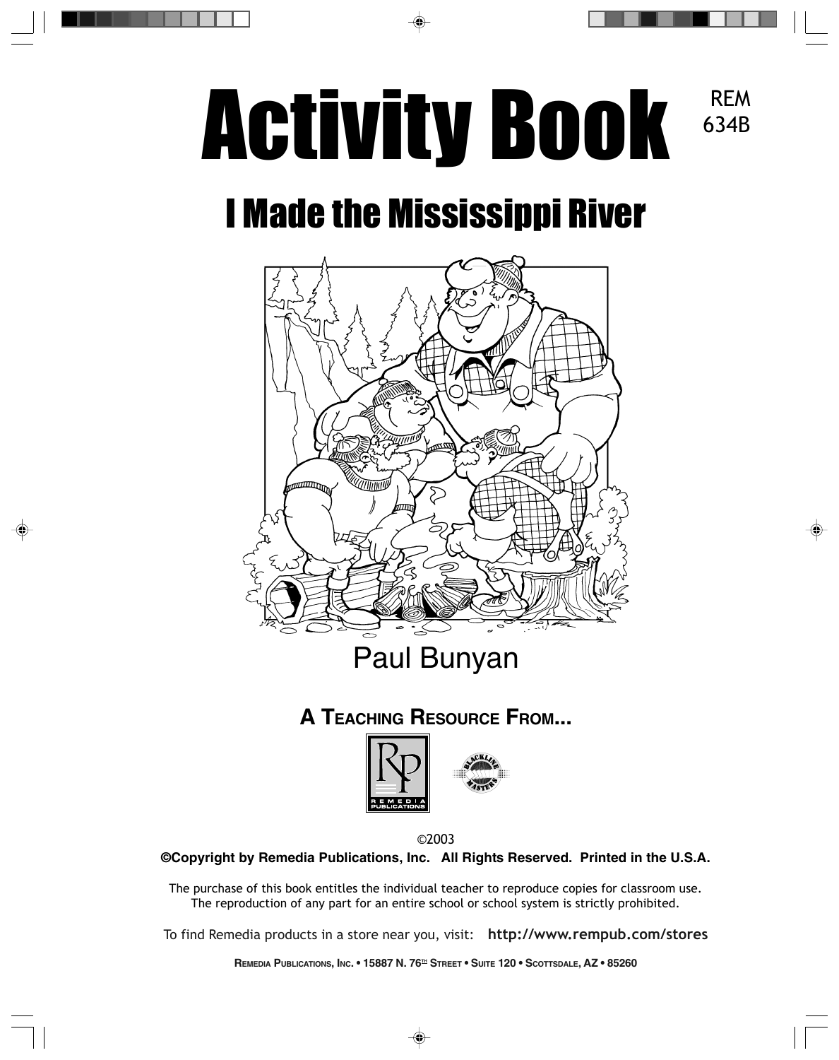# Activity Book

REM 634B

## I Made the Mississippi River

Paul Bunyan

**A TEACHING RESOURCE FROM...**

©2003

**©Copyright by Remedia Publications, Inc. All Rights Reserved. Printed in the U.S.A.**

The purchase of this book entitles the individual teacher to reproduce copies for classroom use. The reproduction of any part for an entire school or school system is strictly prohibited.

To find Remedia products in a store near you, visit: **http://www.rempub.com/stores**

**REMEDIA PUBLICATIONS, INC. • 15887 N. 76TH STREET • SUITE 120 • SCOTTSDALE, AZ • 85260**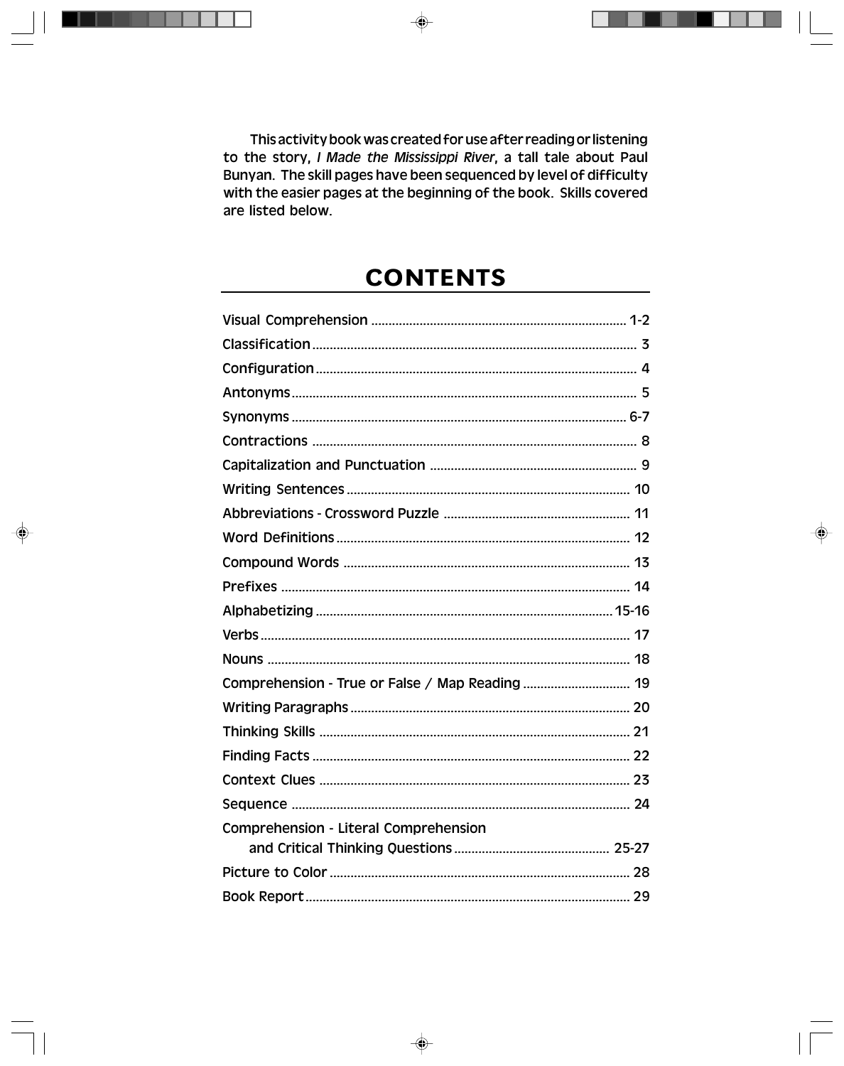This activity book was created for use after reading or listening to the story, *I Made the Mississippi River*, a tall tale about Paul Bunyan. The skill pages have been sequenced by level of difficulty with the easier pages at the beginning of the book. Skills covered are listed below.

# CONTENTS

| | |
|---|---|
| Visual Comprehension | 1-2 |
| Classification | 3 |
| Configuration | 4 |
| Antonyms | 5 |
| Synonyms | 6-7 |
| Contractions | 8 |
| Capitalization and Punctuation | 9 |
| Writing Sentences | 10 |
| Abbreviations - Crossword Puzzle | 11 |
| Word Definitions | 12 |
| Compound Words | 13 |
| Prefixes | 14 |
| Alphabetizing | 15-16 |
| Verbs | 17 |
| Nouns | 18 |
| Comprehension - True or False / Map Reading | 19 |
| Writing Paragraphs | 20 |
| Thinking Skills | 21 |
| Finding Facts | 22 |
| Context Clues | 23 |
| Sequence | 24 |
| Comprehension - Literal Comprehension and Critical Thinking Questions | 25-27 |
| Picture to Color | 28 |
| Book Report | 29 |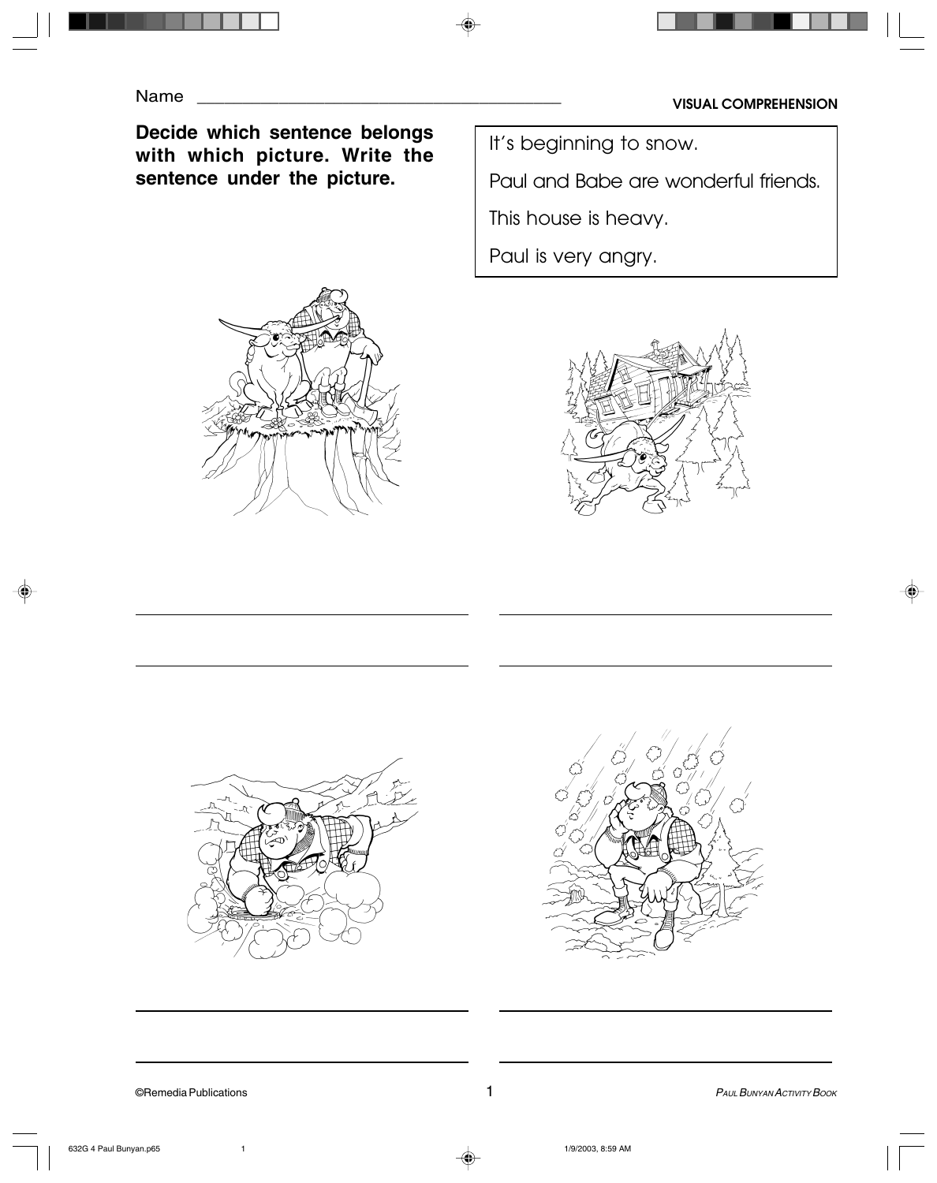Name ___________________________________

VISUAL COMPREHENSION

**Decide which sentence belongs with which picture. Write the sentence under the picture.**

It's beginning to snow.

Paul and Babe are wonderful friends.

This house is heavy.

Paul is very angry.

_______________________________________

_______________________________________

_______________________________________

_______________________________________

_______________________________________

_______________________________________

_______________________________________

_______________________________________

©Remedia Publications

*Paul Bunyan Activity Book*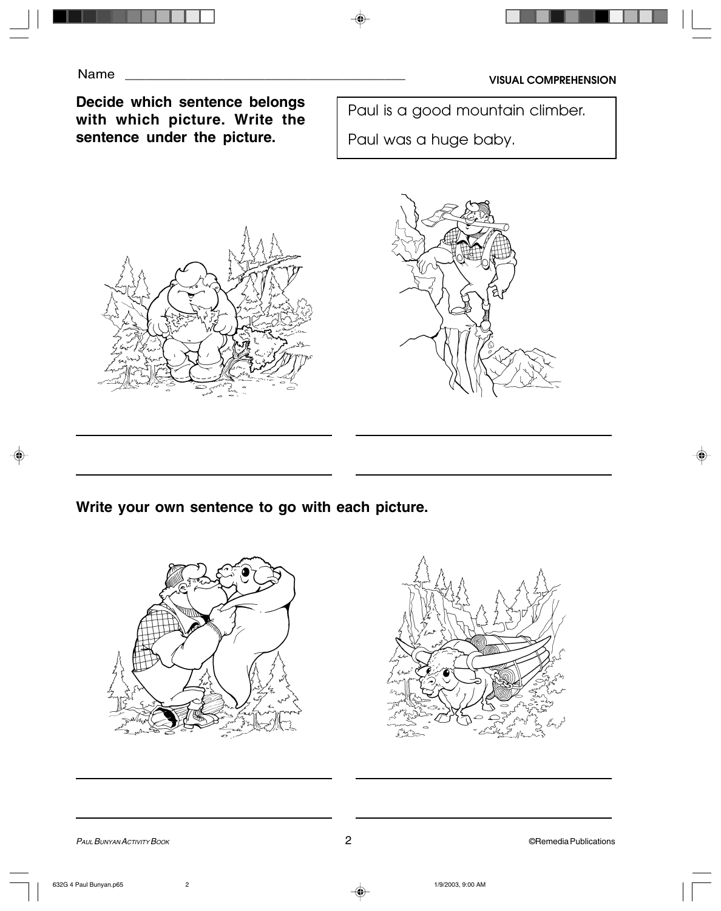Name ________________________________________

VISUAL COMPREHENSION

**Decide which sentence belongs with which picture. Write the sentence under the picture.**

Paul is a good mountain climber.

Paul was a huge baby.

______________________________________  ______________________________________

______________________________________  ______________________________________

**Write your own sentence to go with each picture.**

______________________________________  ______________________________________

______________________________________  ______________________________________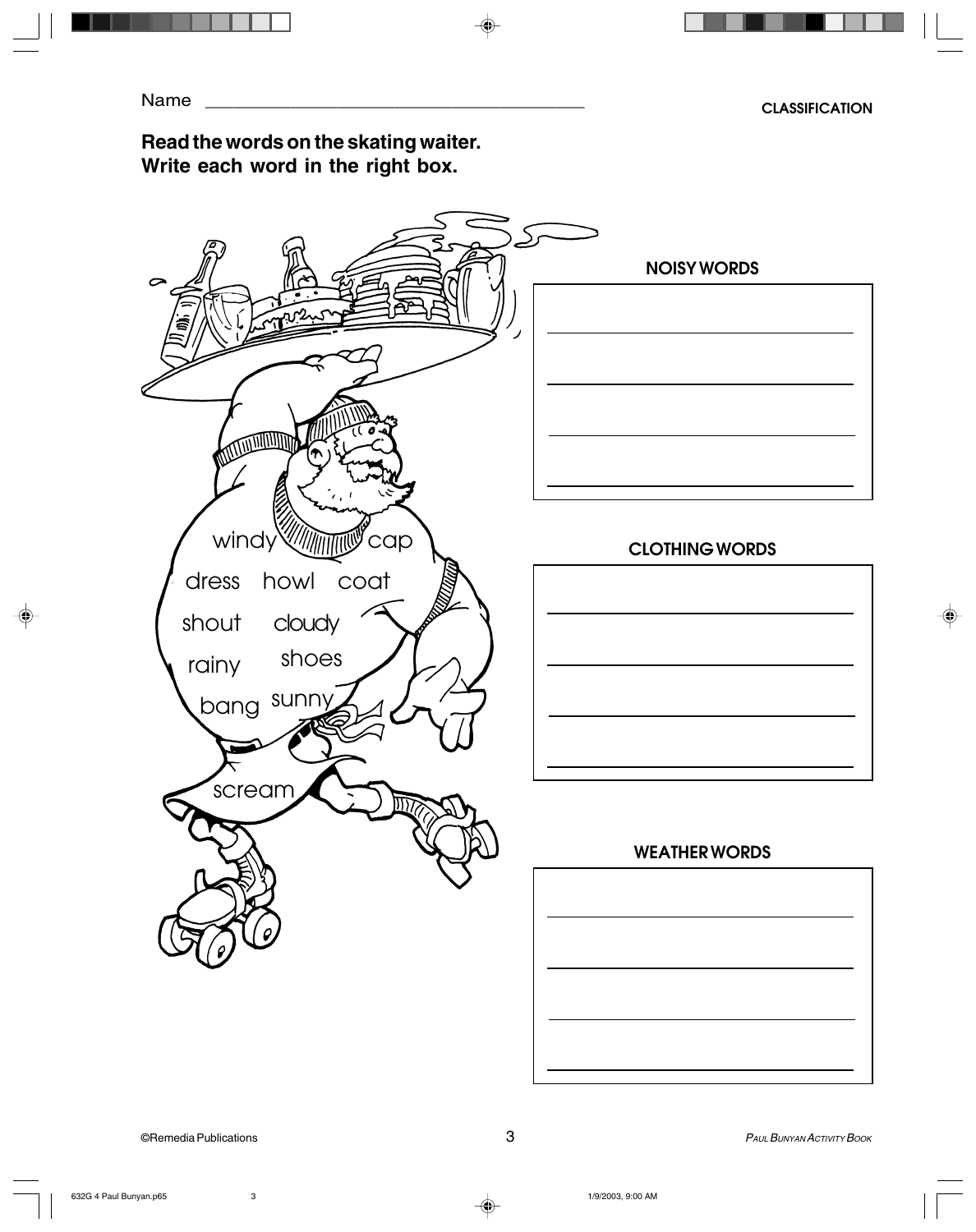Name ________________________________________

CLASSIFICATION

**Read the words on the skating waiter.**
**Write each word in the right box.**

windy cap
dress howl coat
shout cloudy
rainy shoes
bang sunny
scream

**NOISY WORDS**

______________________

______________________

______________________

______________________

**CLOTHING WORDS**

______________________

______________________

______________________

______________________

**WEATHER WORDS**

______________________

______________________

______________________

______________________

©Remedia Publications

*PAUL BUNYAN ACTIVITY BOOK*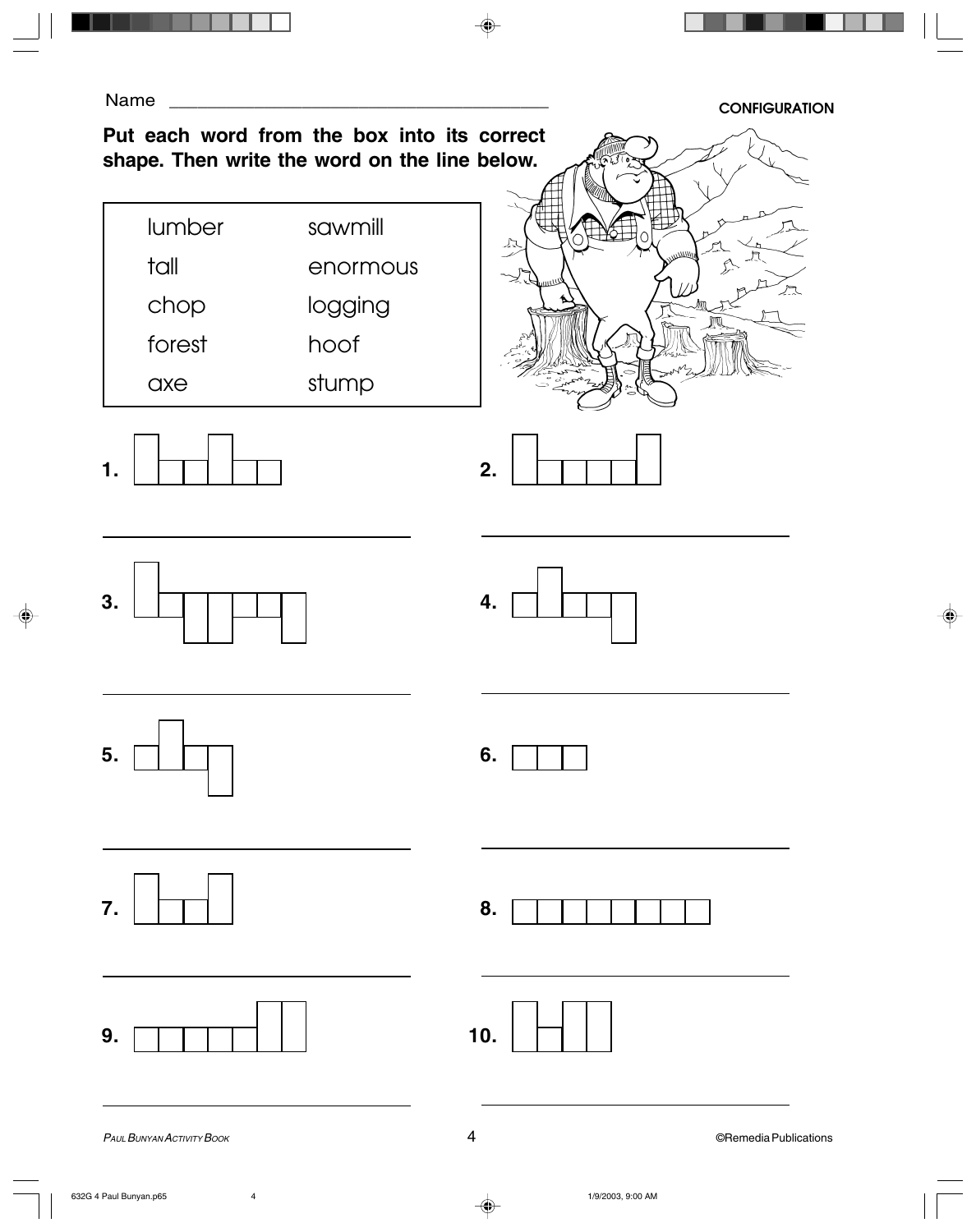Name ___________________________________

CONFIGURATION

**Put each word from the box into its correct shape. Then write the word on the line below.**

| | |
|---|---|
| lumber | sawmill |
| tall | enormous |
| chop | logging |
| forest | hoof |
| axe | stump |

1. ______________________

2. ______________________

3. ______________________

4. ______________________

5. ______________________

6. ______________________

7. ______________________

8. ______________________

9. ______________________

10. ______________________

*Paul Bunyan Activity Book*

©Remedia Publications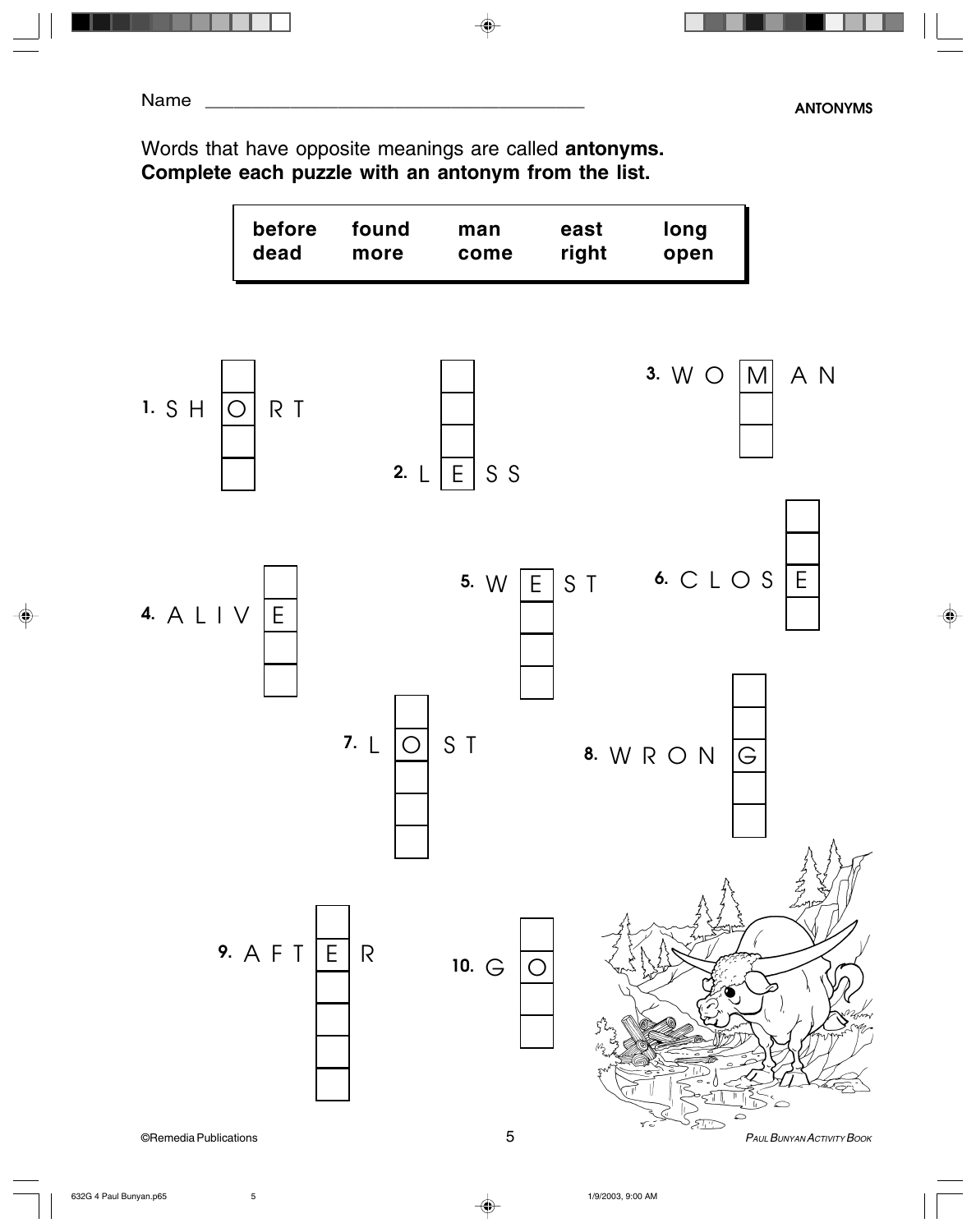Name ________________________________________

ANTONYMS

Words that have opposite meanings are called **antonyms.**
**Complete each puzzle with an antonym from the list.**

| | | | | |
|---|---|---|---|---|
| **before** | **found** | **man** | **east** | **long** |
| **dead** | **more** | **come** | **right** | **open** |

1. S H O R T
2. L E S S
3. W O M A N
4. A L I V E
5. W E S T
6. C L O S E
7. L O S T
8. W R O N G
9. A F T E R
10. G O

©Remedia Publications

*PAUL BUNYAN ACTIVITY BOOK*